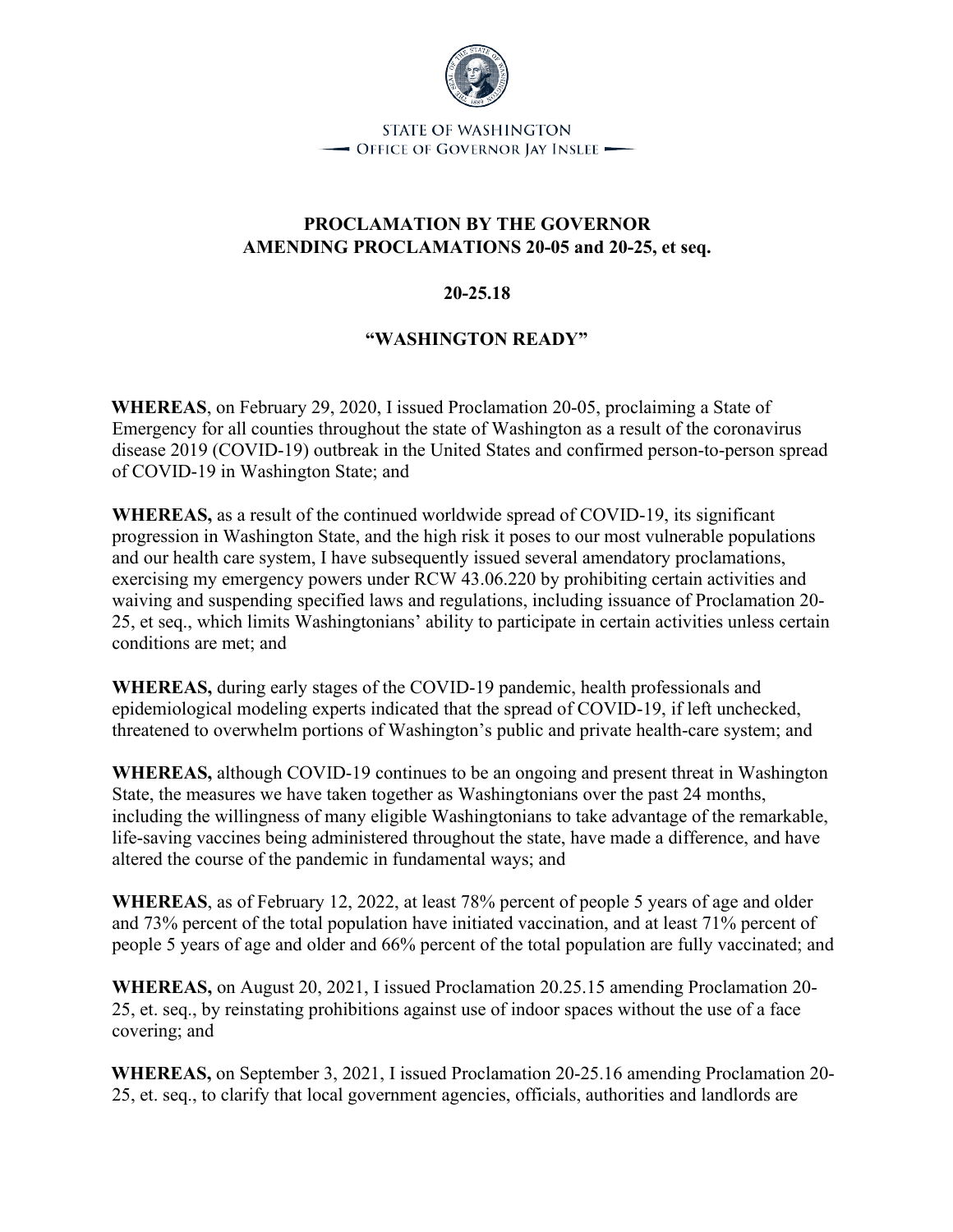STATE OF WASHINGTON
OFFICE OF GOVERNOR JAY INSLEE

# PROCLAMATION BY THE GOVERNOR AMENDING PROCLAMATIONS 20-05 and 20-25, et seq.

## 20-25.18

## "WASHINGTON READY"

**WHEREAS**, on February 29, 2020, I issued Proclamation 20-05, proclaiming a State of Emergency for all counties throughout the state of Washington as a result of the coronavirus disease 2019 (COVID-19) outbreak in the United States and confirmed person-to-person spread of COVID-19 in Washington State; and

**WHEREAS,** as a result of the continued worldwide spread of COVID-19, its significant progression in Washington State, and the high risk it poses to our most vulnerable populations and our health care system, I have subsequently issued several amendatory proclamations, exercising my emergency powers under RCW 43.06.220 by prohibiting certain activities and waiving and suspending specified laws and regulations, including issuance of Proclamation 20-25, et seq., which limits Washingtonians' ability to participate in certain activities unless certain conditions are met; and

**WHEREAS,** during early stages of the COVID-19 pandemic, health professionals and epidemiological modeling experts indicated that the spread of COVID-19, if left unchecked, threatened to overwhelm portions of Washington's public and private health-care system; and

**WHEREAS,** although COVID-19 continues to be an ongoing and present threat in Washington State, the measures we have taken together as Washingtonians over the past 24 months, including the willingness of many eligible Washingtonians to take advantage of the remarkable, life-saving vaccines being administered throughout the state, have made a difference, and have altered the course of the pandemic in fundamental ways; and

**WHEREAS**, as of February 12, 2022, at least 78% percent of people 5 years of age and older and 73% percent of the total population have initiated vaccination, and at least 71% percent of people 5 years of age and older and 66% percent of the total population are fully vaccinated; and

**WHEREAS,** on August 20, 2021, I issued Proclamation 20.25.15 amending Proclamation 20-25, et. seq., by reinstating prohibitions against use of indoor spaces without the use of a face covering; and

**WHEREAS,** on September 3, 2021, I issued Proclamation 20-25.16 amending Proclamation 20-25, et. seq., to clarify that local government agencies, officials, authorities and landlords are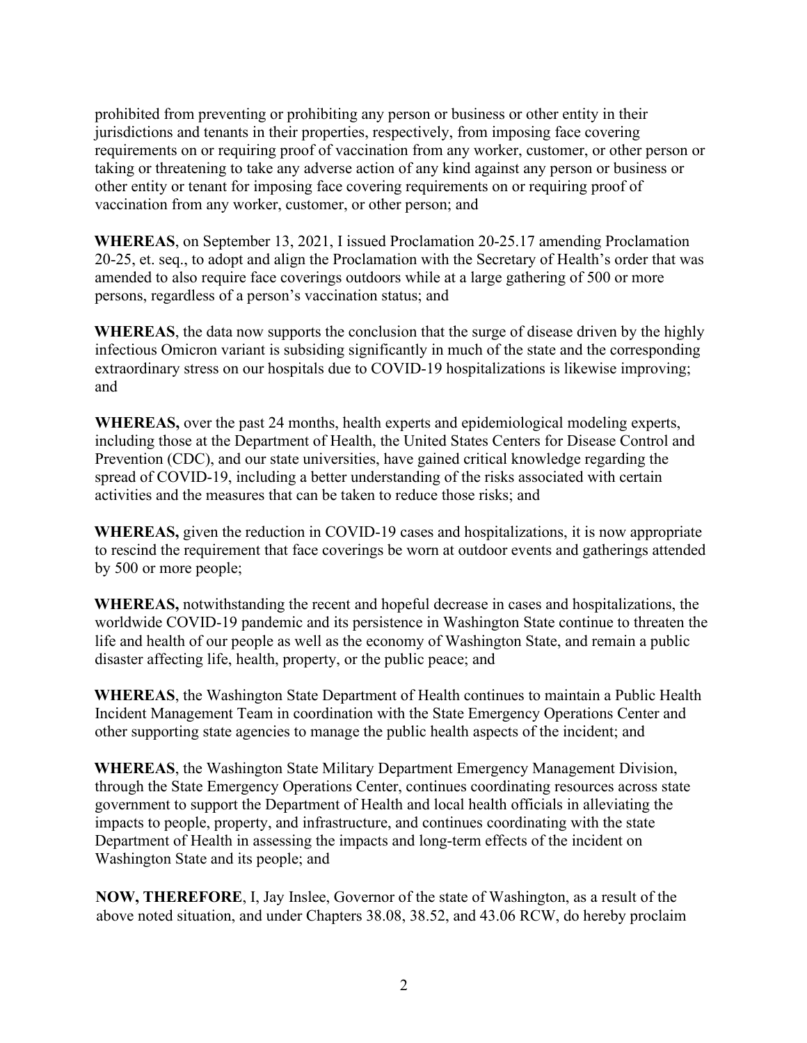prohibited from preventing or prohibiting any person or business or other entity in their jurisdictions and tenants in their properties, respectively, from imposing face covering requirements on or requiring proof of vaccination from any worker, customer, or other person or taking or threatening to take any adverse action of any kind against any person or business or other entity or tenant for imposing face covering requirements on or requiring proof of vaccination from any worker, customer, or other person; and

**WHEREAS**, on September 13, 2021, I issued Proclamation 20-25.17 amending Proclamation 20-25, et. seq., to adopt and align the Proclamation with the Secretary of Health's order that was amended to also require face coverings outdoors while at a large gathering of 500 or more persons, regardless of a person's vaccination status; and

**WHEREAS**, the data now supports the conclusion that the surge of disease driven by the highly infectious Omicron variant is subsiding significantly in much of the state and the corresponding extraordinary stress on our hospitals due to COVID-19 hospitalizations is likewise improving; and

**WHEREAS,** over the past 24 months, health experts and epidemiological modeling experts, including those at the Department of Health, the United States Centers for Disease Control and Prevention (CDC), and our state universities, have gained critical knowledge regarding the spread of COVID-19, including a better understanding of the risks associated with certain activities and the measures that can be taken to reduce those risks; and

**WHEREAS,** given the reduction in COVID-19 cases and hospitalizations, it is now appropriate to rescind the requirement that face coverings be worn at outdoor events and gatherings attended by 500 or more people;

**WHEREAS,** notwithstanding the recent and hopeful decrease in cases and hospitalizations, the worldwide COVID-19 pandemic and its persistence in Washington State continue to threaten the life and health of our people as well as the economy of Washington State, and remain a public disaster affecting life, health, property, or the public peace; and

**WHEREAS**, the Washington State Department of Health continues to maintain a Public Health Incident Management Team in coordination with the State Emergency Operations Center and other supporting state agencies to manage the public health aspects of the incident; and

**WHEREAS**, the Washington State Military Department Emergency Management Division, through the State Emergency Operations Center, continues coordinating resources across state government to support the Department of Health and local health officials in alleviating the impacts to people, property, and infrastructure, and continues coordinating with the state Department of Health in assessing the impacts and long-term effects of the incident on Washington State and its people; and

**NOW, THEREFORE**, I, Jay Inslee, Governor of the state of Washington, as a result of the above noted situation, and under Chapters 38.08, 38.52, and 43.06 RCW, do hereby proclaim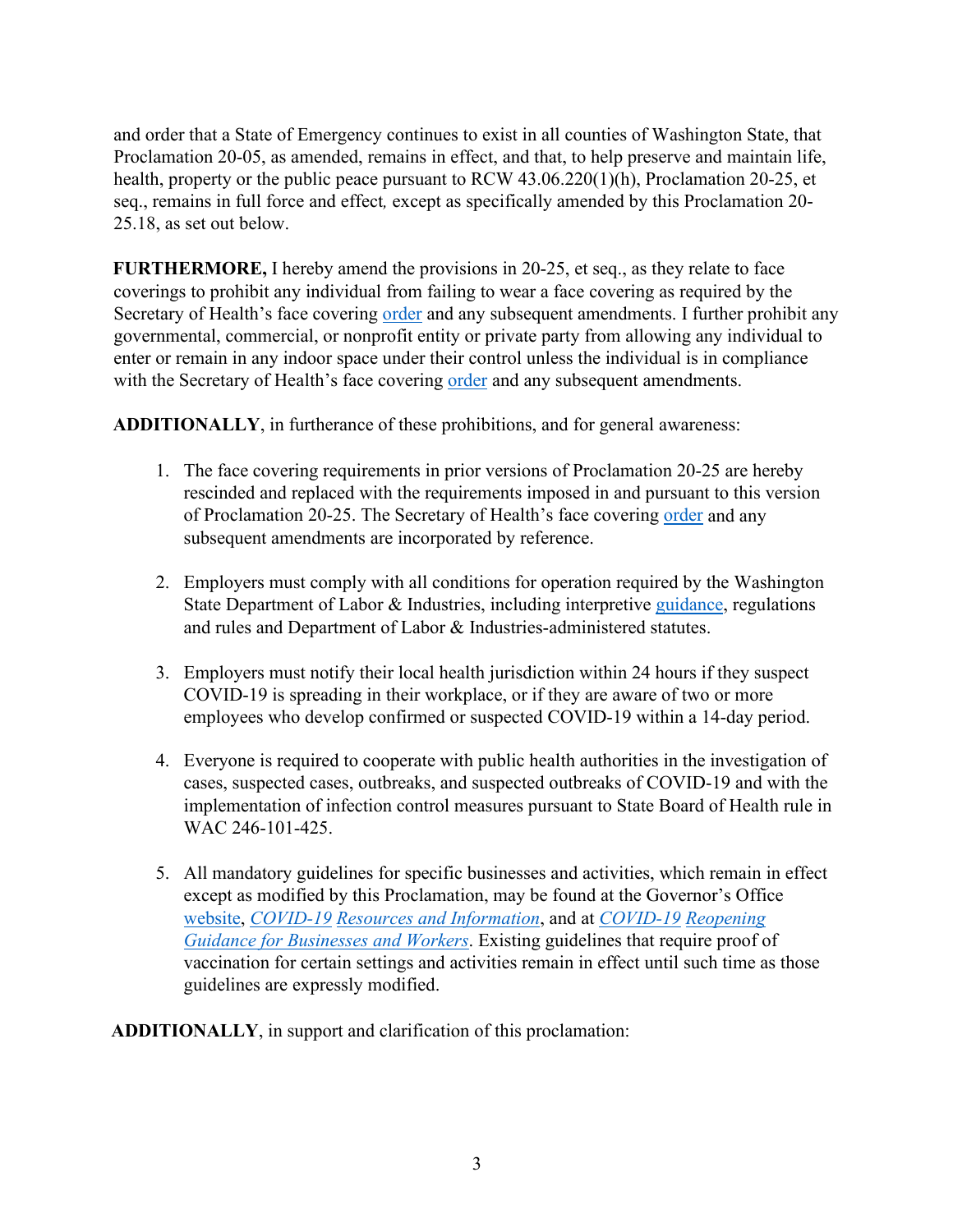and order that a State of Emergency continues to exist in all counties of Washington State, that Proclamation 20-05, as amended, remains in effect, and that, to help preserve and maintain life, health, property or the public peace pursuant to RCW 43.06.220(1)(h), Proclamation 20-25, et seq., remains in full force and effect*,* except as specifically amended by this Proclamation 20-25.18, as set out below.

**FURTHERMORE,** I hereby amend the provisions in 20-25, et seq., as they relate to face coverings to prohibit any individual from failing to wear a face covering as required by the Secretary of Health's face covering order and any subsequent amendments. I further prohibit any governmental, commercial, or nonprofit entity or private party from allowing any individual to enter or remain in any indoor space under their control unless the individual is in compliance with the Secretary of Health's face covering order and any subsequent amendments.

**ADDITIONALLY**, in furtherance of these prohibitions, and for general awareness:

1. The face covering requirements in prior versions of Proclamation 20-25 are hereby rescinded and replaced with the requirements imposed in and pursuant to this version of Proclamation 20-25. The Secretary of Health's face covering order and any subsequent amendments are incorporated by reference.

2. Employers must comply with all conditions for operation required by the Washington State Department of Labor & Industries, including interpretive guidance, regulations and rules and Department of Labor & Industries-administered statutes.

3. Employers must notify their local health jurisdiction within 24 hours if they suspect COVID-19 is spreading in their workplace, or if they are aware of two or more employees who develop confirmed or suspected COVID-19 within a 14-day period.

4. Everyone is required to cooperate with public health authorities in the investigation of cases, suspected cases, outbreaks, and suspected outbreaks of COVID-19 and with the implementation of infection control measures pursuant to State Board of Health rule in WAC 246-101-425.

5. All mandatory guidelines for specific businesses and activities, which remain in effect except as modified by this Proclamation, may be found at the Governor's Office website, *COVID-19 Resources and Information*, and at *COVID-19 Reopening Guidance for Businesses and Workers*. Existing guidelines that require proof of vaccination for certain settings and activities remain in effect until such time as those guidelines are expressly modified.

**ADDITIONALLY**, in support and clarification of this proclamation: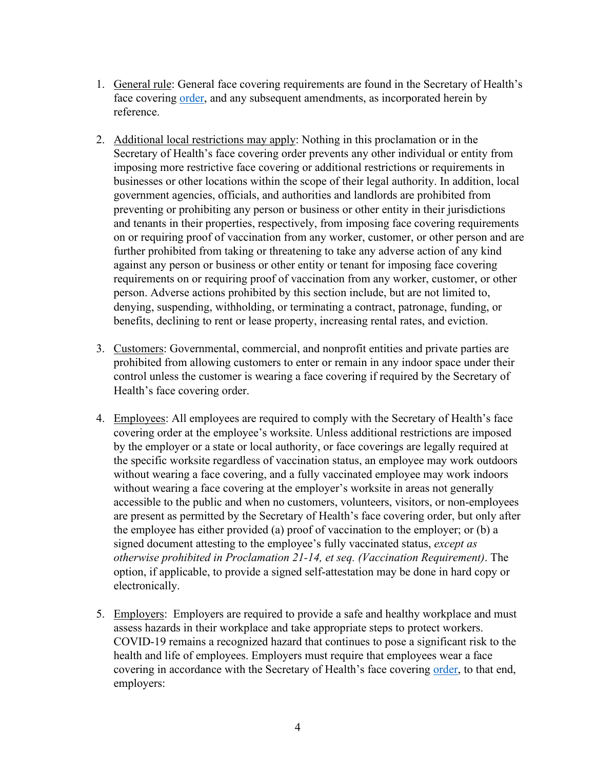1. General rule: General face covering requirements are found in the Secretary of Health's face covering order, and any subsequent amendments, as incorporated herein by reference.

2. Additional local restrictions may apply: Nothing in this proclamation or in the Secretary of Health's face covering order prevents any other individual or entity from imposing more restrictive face covering or additional restrictions or requirements in businesses or other locations within the scope of their legal authority. In addition, local government agencies, officials, and authorities and landlords are prohibited from preventing or prohibiting any person or business or other entity in their jurisdictions and tenants in their properties, respectively, from imposing face covering requirements on or requiring proof of vaccination from any worker, customer, or other person and are further prohibited from taking or threatening to take any adverse action of any kind against any person or business or other entity or tenant for imposing face covering requirements on or requiring proof of vaccination from any worker, customer, or other person. Adverse actions prohibited by this section include, but are not limited to, denying, suspending, withholding, or terminating a contract, patronage, funding, or benefits, declining to rent or lease property, increasing rental rates, and eviction.

3. Customers: Governmental, commercial, and nonprofit entities and private parties are prohibited from allowing customers to enter or remain in any indoor space under their control unless the customer is wearing a face covering if required by the Secretary of Health's face covering order.

4. Employees: All employees are required to comply with the Secretary of Health's face covering order at the employee's worksite. Unless additional restrictions are imposed by the employer or a state or local authority, or face coverings are legally required at the specific worksite regardless of vaccination status, an employee may work outdoors without wearing a face covering, and a fully vaccinated employee may work indoors without wearing a face covering at the employer's worksite in areas not generally accessible to the public and when no customers, volunteers, visitors, or non-employees are present as permitted by the Secretary of Health's face covering order, but only after the employee has either provided (a) proof of vaccination to the employer; or (b) a signed document attesting to the employee's fully vaccinated status, *except as otherwise prohibited in Proclamation 21-14, et seq. (Vaccination Requirement)*. The option, if applicable, to provide a signed self-attestation may be done in hard copy or electronically.

5. Employers: Employers are required to provide a safe and healthy workplace and must assess hazards in their workplace and take appropriate steps to protect workers. COVID-19 remains a recognized hazard that continues to pose a significant risk to the health and life of employees. Employers must require that employees wear a face covering in accordance with the Secretary of Health's face covering order, to that end, employers: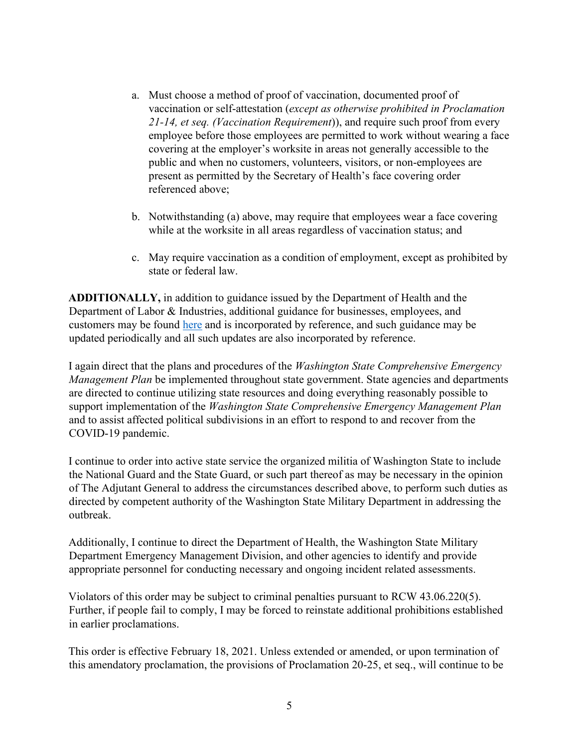a. Must choose a method of proof of vaccination, documented proof of vaccination or self-attestation (*except as otherwise prohibited in Proclamation 21-14, et seq. (Vaccination Requirement*)), and require such proof from every employee before those employees are permitted to work without wearing a face covering at the employer's worksite in areas not generally accessible to the public and when no customers, volunteers, visitors, or non-employees are present as permitted by the Secretary of Health's face covering order referenced above;

b. Notwithstanding (a) above, may require that employees wear a face covering while at the worksite in all areas regardless of vaccination status; and

c. May require vaccination as a condition of employment, except as prohibited by state or federal law.

**ADDITIONALLY,** in addition to guidance issued by the Department of Health and the Department of Labor & Industries, additional guidance for businesses, employees, and customers may be found here and is incorporated by reference, and such guidance may be updated periodically and all such updates are also incorporated by reference.

I again direct that the plans and procedures of the *Washington State Comprehensive Emergency Management Plan* be implemented throughout state government. State agencies and departments are directed to continue utilizing state resources and doing everything reasonably possible to support implementation of the *Washington State Comprehensive Emergency Management Plan* and to assist affected political subdivisions in an effort to respond to and recover from the COVID-19 pandemic.

I continue to order into active state service the organized militia of Washington State to include the National Guard and the State Guard, or such part thereof as may be necessary in the opinion of The Adjutant General to address the circumstances described above, to perform such duties as directed by competent authority of the Washington State Military Department in addressing the outbreak.

Additionally, I continue to direct the Department of Health, the Washington State Military Department Emergency Management Division, and other agencies to identify and provide appropriate personnel for conducting necessary and ongoing incident related assessments.

Violators of this order may be subject to criminal penalties pursuant to RCW 43.06.220(5). Further, if people fail to comply, I may be forced to reinstate additional prohibitions established in earlier proclamations.

This order is effective February 18, 2021. Unless extended or amended, or upon termination of this amendatory proclamation, the provisions of Proclamation 20-25, et seq., will continue to be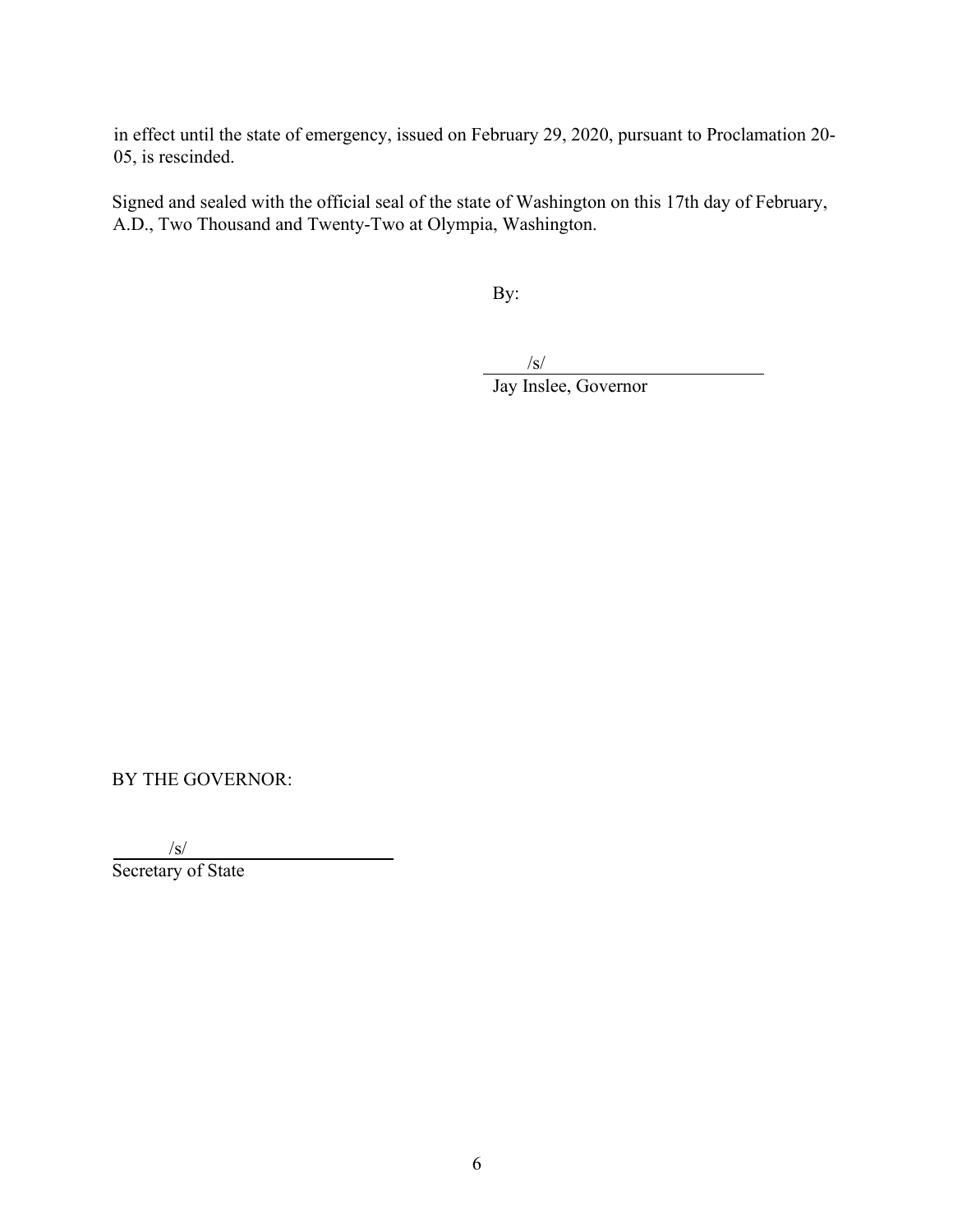in effect until the state of emergency, issued on February 29, 2020, pursuant to Proclamation 20-05, is rescinded.

Signed and sealed with the official seal of the state of Washington on this 17th day of February, A.D., Two Thousand and Twenty-Two at Olympia, Washington.

By:

/s/

Jay Inslee, Governor

BY THE GOVERNOR:

/s/

Secretary of State